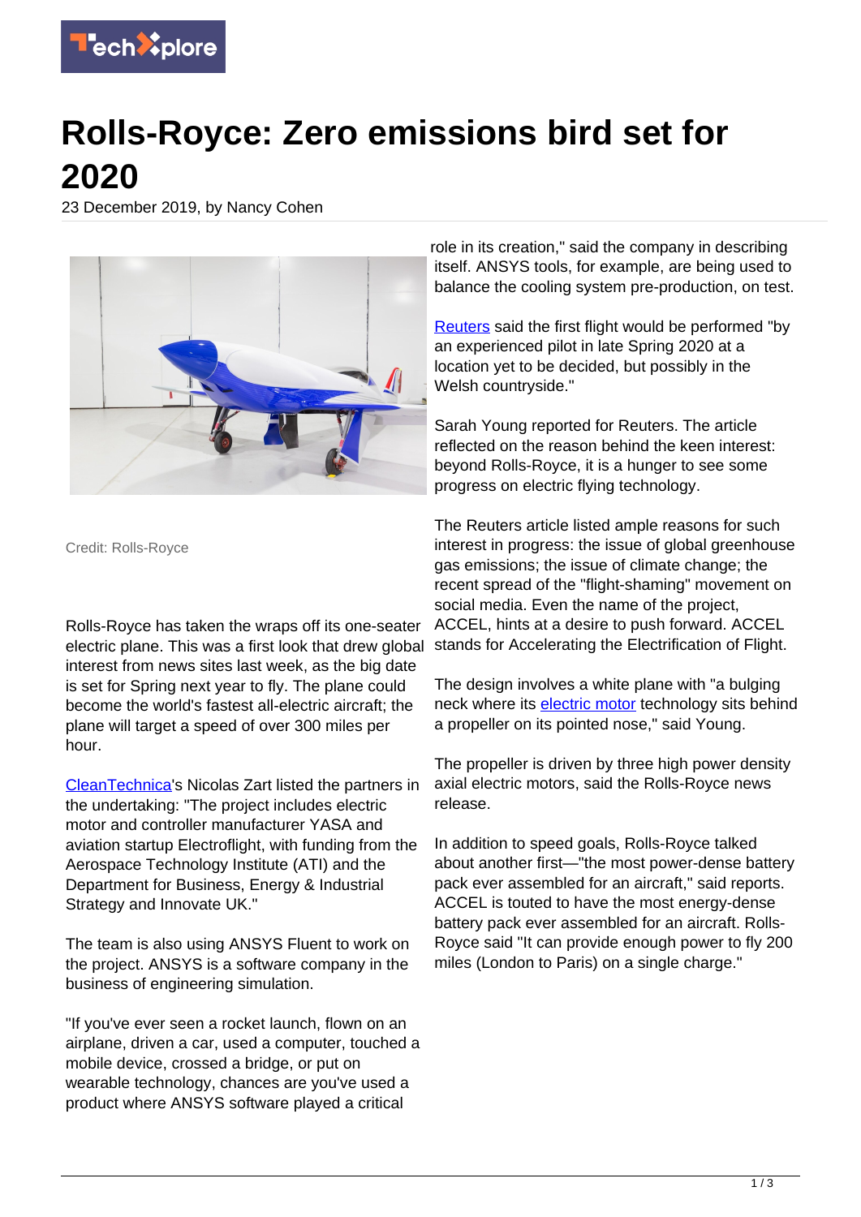# Rolls-Royce: Zero emissions bird set for 2020

23 December 2019, by Nancy Cohen

Credit: Rolls-Royce

Rolls-Royce has taken the wraps off its one-seater electric plane. This was a first look that drew global interest from news sites last week, as the big date is set for Spring next year to fly. The plane could become the world's fastest all-electric aircraft; the plane will target a speed of over 300 miles per hour.

CleanTechnica's Nicolas Zart listed the partners in the undertaking: "The project includes electric motor and controller manufacturer YASA and aviation startup Electroflight, with funding from the Aerospace Technology Institute (ATI) and the Department for Business, Energy & Industrial Strategy and Innovate UK."

The team is also using ANSYS Fluent to work on the project. ANSYS is a software company in the business of engineering simulation.

"If you've ever seen a rocket launch, flown on an airplane, driven a car, used a computer, touched a mobile device, crossed a bridge, or put on wearable technology, chances are you've used a product where ANSYS software played a critical role in its creation," said the company in describing itself. ANSYS tools, for example, are being used to balance the cooling system pre-production, on test.

Reuters said the first flight would be performed "by an experienced pilot in late Spring 2020 at a location yet to be decided, but possibly in the Welsh countryside."

Sarah Young reported for Reuters. The article reflected on the reason behind the keen interest: beyond Rolls-Royce, it is a hunger to see some progress on electric flying technology.

The Reuters article listed ample reasons for such interest in progress: the issue of global greenhouse gas emissions; the issue of climate change; the recent spread of the "flight-shaming" movement on social media. Even the name of the project, ACCEL, hints at a desire to push forward. ACCEL stands for Accelerating the Electrification of Flight.

The design involves a white plane with "a bulging neck where its electric motor technology sits behind a propeller on its pointed nose," said Young.

The propeller is driven by three high power density axial electric motors, said the Rolls-Royce news release.

In addition to speed goals, Rolls-Royce talked about another first—"the most power-dense battery pack ever assembled for an aircraft," said reports. ACCEL is touted to have the most energy-dense battery pack ever assembled for an aircraft. Rolls-Royce said "It can provide enough power to fly 200 miles (London to Paris) on a single charge."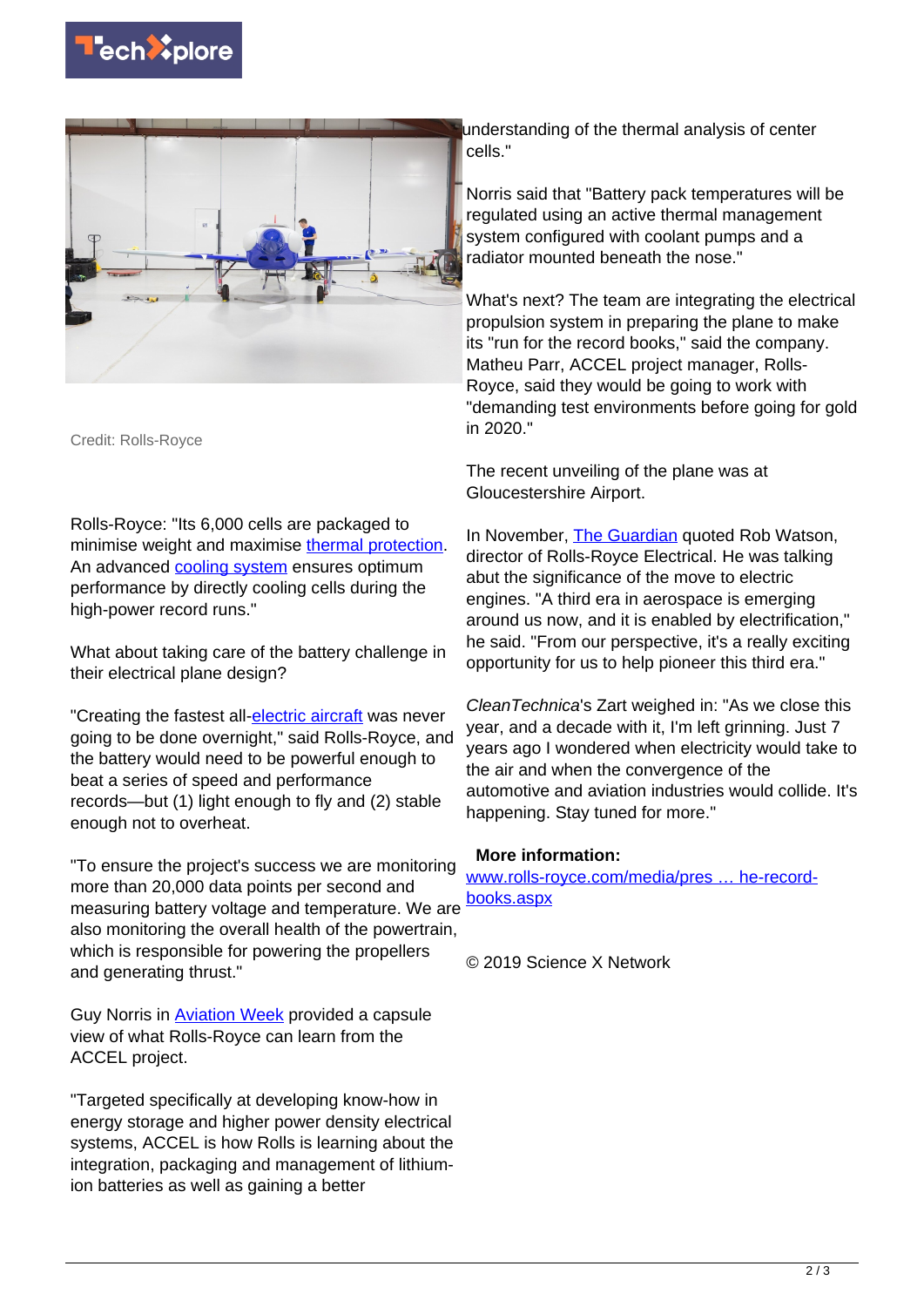Credit: Rolls-Royce

Rolls-Royce: "Its 6,000 cells are packaged to minimise weight and maximise thermal protection. An advanced cooling system ensures optimum performance by directly cooling cells during the high-power record runs."

What about taking care of the battery challenge in their electrical plane design?

"Creating the fastest all-electric aircraft was never going to be done overnight," said Rolls-Royce, and the battery would need to be powerful enough to beat a series of speed and performance records—but (1) light enough to fly and (2) stable enough not to overheat.

"To ensure the project's success we are monitoring more than 20,000 data points per second and measuring battery voltage and temperature. We are also monitoring the overall health of the powertrain, which is responsible for powering the propellers and generating thrust."

Guy Norris in Aviation Week provided a capsule view of what Rolls-Royce can learn from the ACCEL project.

"Targeted specifically at developing know-how in energy storage and higher power density electrical systems, ACCEL is how Rolls is learning about the integration, packaging and management of lithium-ion batteries as well as gaining a better understanding of the thermal analysis of center cells."

Norris said that "Battery pack temperatures will be regulated using an active thermal management system configured with coolant pumps and a radiator mounted beneath the nose."

What's next? The team are integrating the electrical propulsion system in preparing the plane to make its "run for the record books," said the company. Matheu Parr, ACCEL project manager, Rolls-Royce, said they would be going to work with "demanding test environments before going for gold in 2020."

The recent unveiling of the plane was at Gloucestershire Airport.

In November, The Guardian quoted Rob Watson, director of Rolls-Royce Electrical. He was talking abut the significance of the move to electric engines. "A third era in aerospace is emerging around us now, and it is enabled by electrification," he said. "From our perspective, it's a really exciting opportunity for us to help pioneer this third era."

*CleanTechnica*'s Zart weighed in: "As we close this year, and a decade with it, I'm left grinning. Just 7 years ago I wondered when electricity would take to the air and when the convergence of the automotive and aviation industries would collide. It's happening. Stay tuned for more."

**More information:** www.rolls-royce.com/media/pres … he-record-books.aspx

© 2019 Science X Network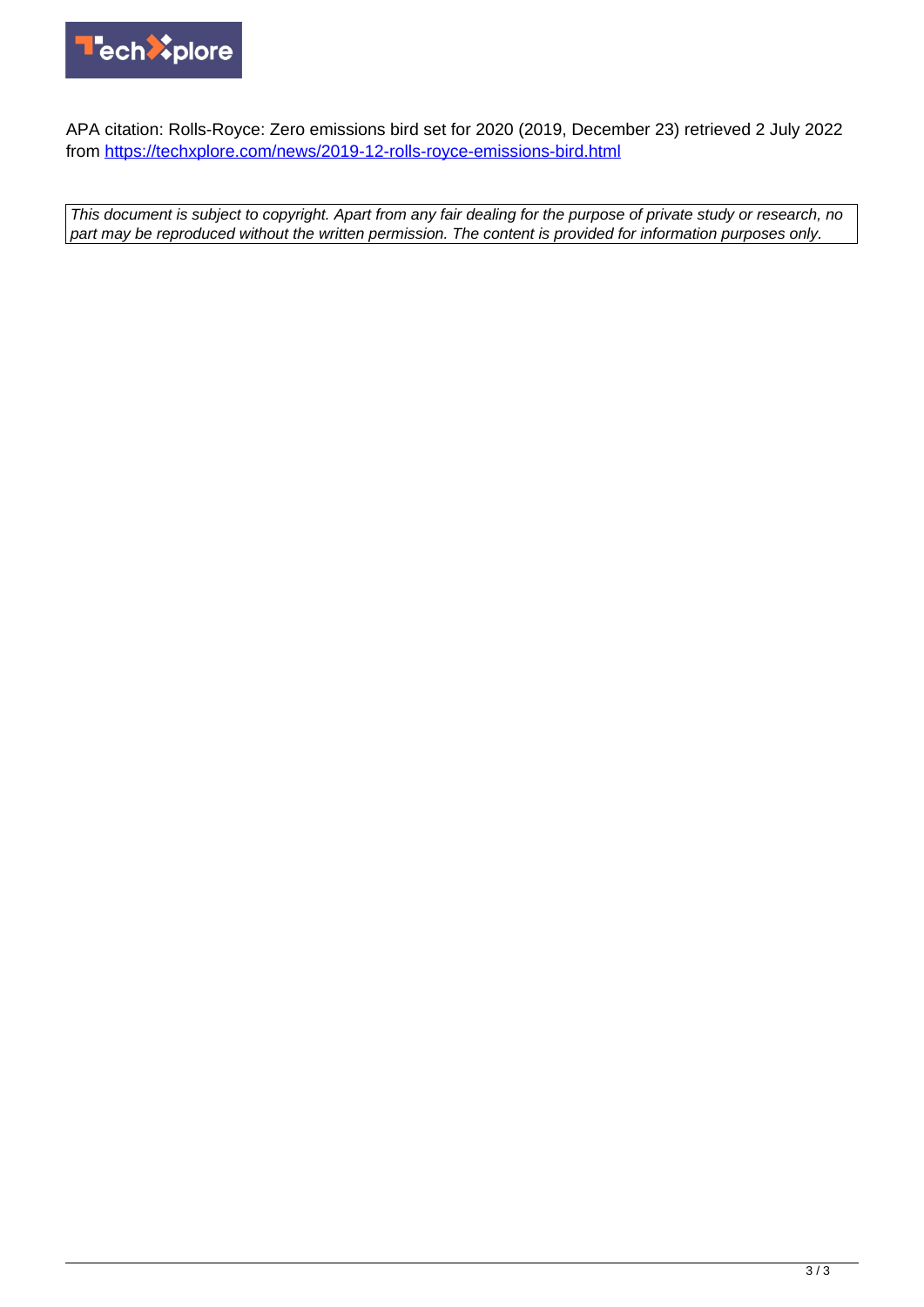APA citation: Rolls-Royce: Zero emissions bird set for 2020 (2019, December 23) retrieved 2 July 2022 from https://techxplore.com/news/2019-12-rolls-royce-emissions-bird.html

*This document is subject to copyright. Apart from any fair dealing for the purpose of private study or research, no part may be reproduced without the written permission. The content is provided for information purposes only.*